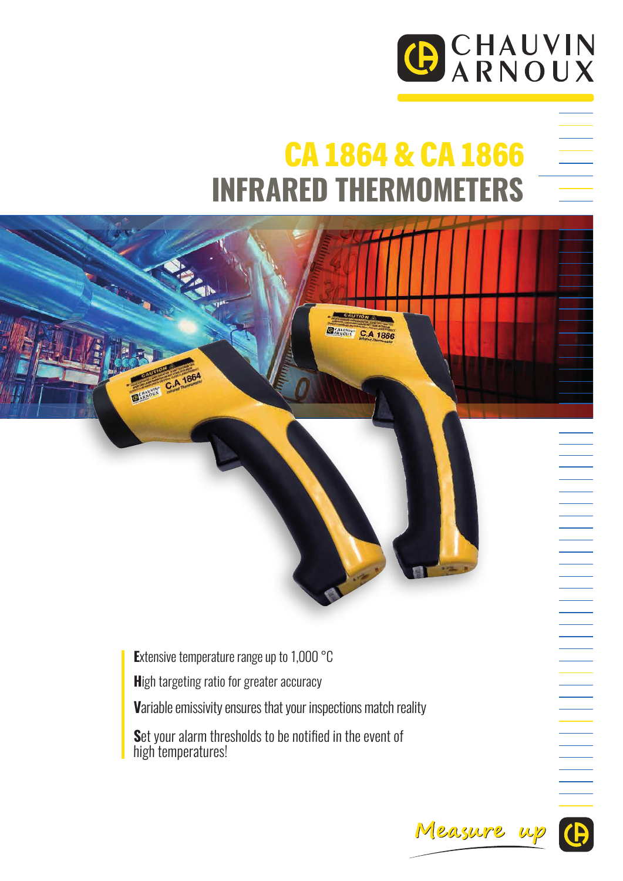CHAUVIN ARNOUX

# CA 1864 & CA 1866
# INFRARED THERMOMETERS

**E**xtensive temperature range up to 1,000 °C

**H**igh targeting ratio for greater accuracy

**V**ariable emissivity ensures that your inspections match reality

**S**et your alarm thresholds to be notified in the event of high temperatures!

*Measure up*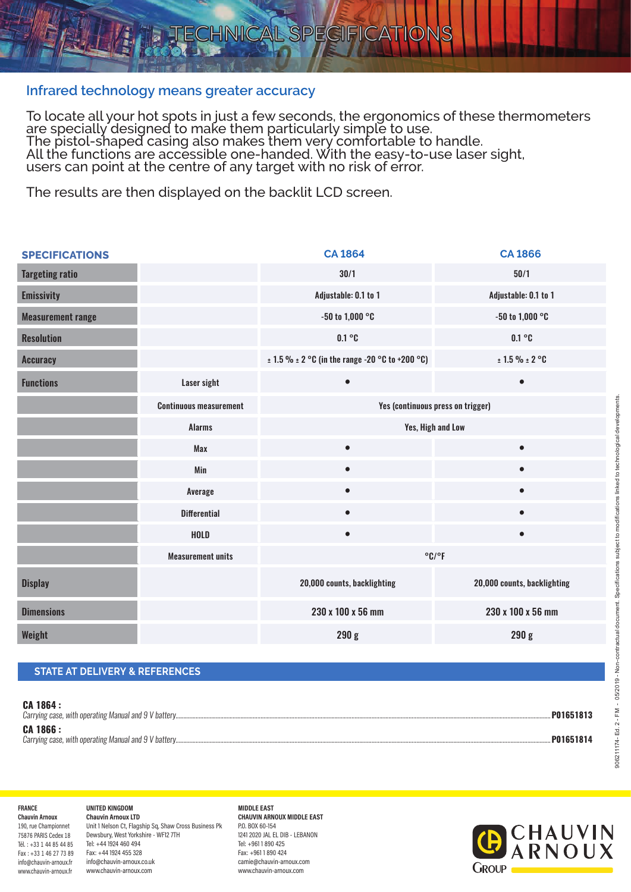# TECHNICAL SPECIFICATIONS

## Infrared technology means greater accuracy

To locate all your hot spots in just a few seconds, the ergonomics of these thermometers are specially designed to make them particularly simple to use.
The pistol-shaped casing also makes them very comfortable to handle.
All the functions are accessible one-handed. With the easy-to-use laser sight, users can point at the centre of any target with no risk of error.

The results are then displayed on the backlit LCD screen.

| SPECIFICATIONS | | CA 1864 | CA 1866 |
|---|---|---|---|
| Targeting ratio | | 30/1 | 50/1 |
| Emissivity | | Adjustable: 0.1 to 1 | Adjustable: 0.1 to 1 |
| Measurement range | | -50 to 1,000 °C | -50 to 1,000 °C |
| Resolution | | 0.1 °C | 0.1 °C |
| Accuracy | | ± 1.5 % ± 2 °C (in the range -20 °C to +200 °C) | ± 1.5 % ± 2 °C |
| Functions | Laser sight | • | • |
| | Continuous measurement | Yes (continuous press on trigger) | |
| | Alarms | Yes, High and Low | |
| | Max | • | • |
| | Min | • | • |
| | Average | • | • |
| | Differential | • | • |
| | HOLD | • | • |
| | Measurement units | °C/°F | |
| Display | | 20,000 counts, backlighting | 20,000 counts, backlighting |
| Dimensions | | 230 x 100 x 56 mm | 230 x 100 x 56 mm |
| Weight | | 290 g | 290 g |

## STATE AT DELIVERY & REFERENCES

**CA 1864 :**
*Carrying case, with operating Manual and 9 V battery*........ **P01651813**

**CA 1866 :**
*Carrying case, with operating Manual and 9 V battery*........ **P01651814**

906211174 - Ed. 2 - FM - 05/2019 - Non-contractual document. Specifications subject to modifications linked to technological developments.

**FRANCE**
**Chauvin Arnoux**
190, rue Championnet
75876 PARIS Cedex 18
Tél. : +33 1 44 85 44 85
Fax : +33 1 46 27 73 89
info@chauvin-arnoux.fr
www.chauvin-arnoux.fr

**UNITED KINGDOM**
**Chauvin Arnoux LTD**
Unit 1 Nelson Ct, Flagship Sq, Shaw Cross Business Pk
Dewsbury, West Yorkshire - WF12 7TH
Tel: +44 1924 460 494
Fax: +44 1924 455 328
info@chauvin-arnoux.co.uk
www.chauvin-arnoux.com

**MIDDLE EAST**
**CHAUVIN ARNOUX MIDDLE EAST**
P.O. BOX 60-154
1241 2020 JAL EL DIB - LEBANON
Tel: +961 1 890 425
Fax: +961 1 890 424
camie@chauvin-arnoux.com
www.chauvin-arnoux.com

CHAUVIN ARNOUX GROUP